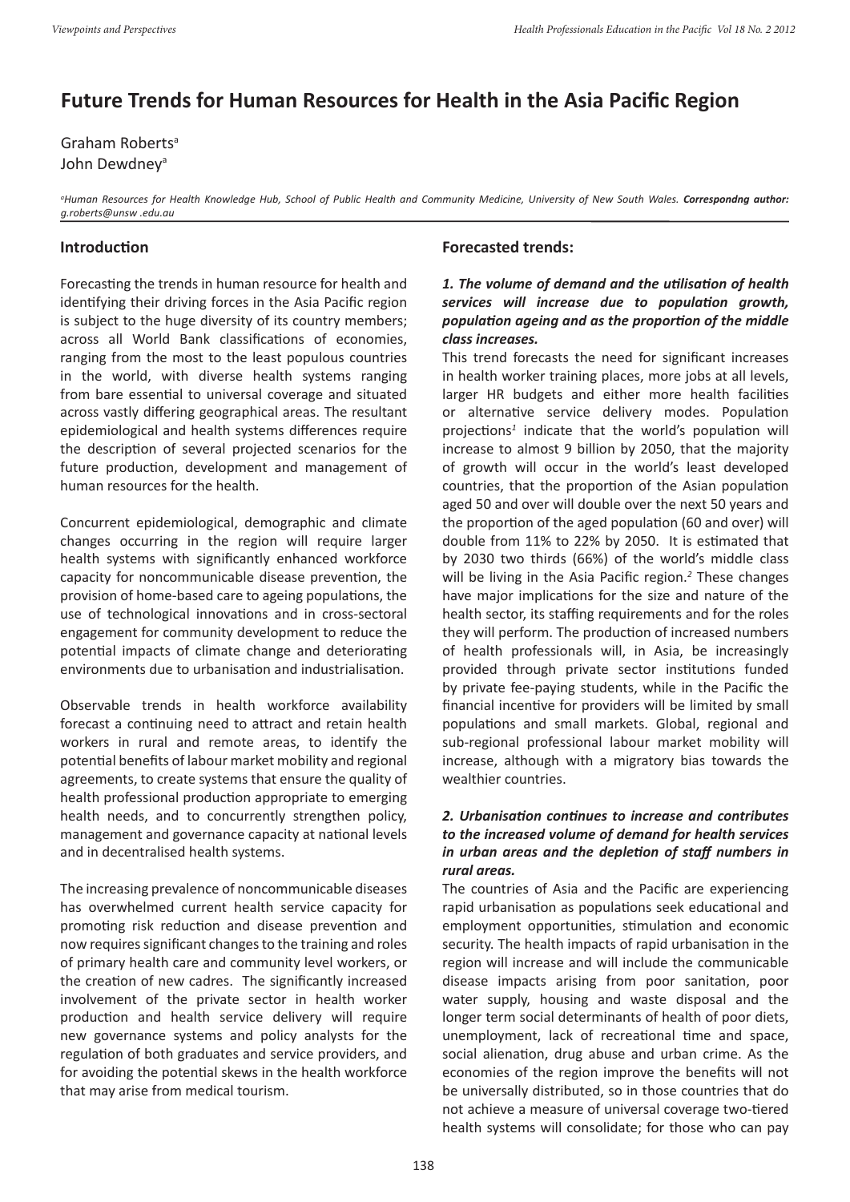# Future Trends for Human Resources for Health in the Asia Pacific Region

Graham Roberts[a]
John Dewdney[a]

*[a]Human Resources for Health Knowledge Hub, School of Public Health and Community Medicine, University of New South Wales. **Correspondng author:** g.roberts@unsw .edu.au*

## Introduction

Forecasting the trends in human resource for health and identifying their driving forces in the Asia Pacific region is subject to the huge diversity of its country members; across all World Bank classifications of economies, ranging from the most to the least populous countries in the world, with diverse health systems ranging from bare essential to universal coverage and situated across vastly differing geographical areas. The resultant epidemiological and health systems differences require the description of several projected scenarios for the future production, development and management of human resources for the health.

Concurrent epidemiological, demographic and climate changes occurring in the region will require larger health systems with significantly enhanced workforce capacity for noncommunicable disease prevention, the provision of home-based care to ageing populations, the use of technological innovations and in cross-sectoral engagement for community development to reduce the potential impacts of climate change and deteriorating environments due to urbanisation and industrialisation.

Observable trends in health workforce availability forecast a continuing need to attract and retain health workers in rural and remote areas, to identify the potential benefits of labour market mobility and regional agreements, to create systems that ensure the quality of health professional production appropriate to emerging health needs, and to concurrently strengthen policy, management and governance capacity at national levels and in decentralised health systems.

The increasing prevalence of noncommunicable diseases has overwhelmed current health service capacity for promoting risk reduction and disease prevention and now requires significant changes to the training and roles of primary health care and community level workers, or the creation of new cadres. The significantly increased involvement of the private sector in health worker production and health service delivery will require new governance systems and policy analysts for the regulation of both graduates and service providers, and for avoiding the potential skews in the health workforce that may arise from medical tourism.

## Forecasted trends:

***1. The volume of demand and the utilisation of health services will increase due to population growth, population ageing and as the proportion of the middle class increases.***

This trend forecasts the need for significant increases in health worker training places, more jobs at all levels, larger HR budgets and either more health facilities or alternative service delivery modes. Population projections[1] indicate that the world's population will increase to almost 9 billion by 2050, that the majority of growth will occur in the world's least developed countries, that the proportion of the Asian population aged 50 and over will double over the next 50 years and the proportion of the aged population (60 and over) will double from 11% to 22% by 2050. It is estimated that by 2030 two thirds (66%) of the world's middle class will be living in the Asia Pacific region.[2] These changes have major implications for the size and nature of the health sector, its staffing requirements and for the roles they will perform. The production of increased numbers of health professionals will, in Asia, be increasingly provided through private sector institutions funded by private fee-paying students, while in the Pacific the financial incentive for providers will be limited by small populations and small markets. Global, regional and sub-regional professional labour market mobility will increase, although with a migratory bias towards the wealthier countries.

***2. Urbanisation continues to increase and contributes to the increased volume of demand for health services in urban areas and the depletion of staff numbers in rural areas.***

The countries of Asia and the Pacific are experiencing rapid urbanisation as populations seek educational and employment opportunities, stimulation and economic security. The health impacts of rapid urbanisation in the region will increase and will include the communicable disease impacts arising from poor sanitation, poor water supply, housing and waste disposal and the longer term social determinants of health of poor diets, unemployment, lack of recreational time and space, social alienation, drug abuse and urban crime. As the economies of the region improve the benefits will not be universally distributed, so in those countries that do not achieve a measure of universal coverage two-tiered health systems will consolidate; for those who can pay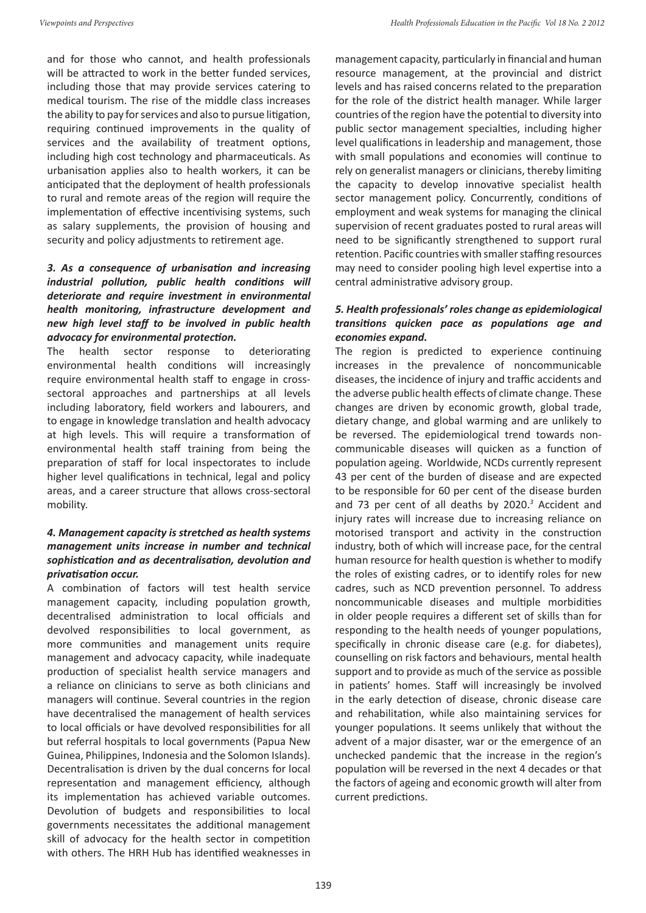and for those who cannot, and health professionals will be attracted to work in the better funded services, including those that may provide services catering to medical tourism. The rise of the middle class increases the ability to pay for services and also to pursue litigation, requiring continued improvements in the quality of services and the availability of treatment options, including high cost technology and pharmaceuticals. As urbanisation applies also to health workers, it can be anticipated that the deployment of health professionals to rural and remote areas of the region will require the implementation of effective incentivising systems, such as salary supplements, the provision of housing and security and policy adjustments to retirement age.

***3. As a consequence of urbanisation and increasing industrial pollution, public health conditions will deteriorate and require investment in environmental health monitoring, infrastructure development and new high level staff to be involved in public health advocacy for environmental protection.***

The health sector response to deteriorating environmental health conditions will increasingly require environmental health staff to engage in cross-sectoral approaches and partnerships at all levels including laboratory, field workers and labourers, and to engage in knowledge translation and health advocacy at high levels. This will require a transformation of environmental health staff training from being the preparation of staff for local inspectorates to include higher level qualifications in technical, legal and policy areas, and a career structure that allows cross-sectoral mobility.

***4. Management capacity is stretched as health systems management units increase in number and technical sophistication and as decentralisation, devolution and privatisation occur.***

A combination of factors will test health service management capacity, including population growth, decentralised administration to local officials and devolved responsibilities to local government, as more communities and management units require management and advocacy capacity, while inadequate production of specialist health service managers and a reliance on clinicians to serve as both clinicians and managers will continue. Several countries in the region have decentralised the management of health services to local officials or have devolved responsibilities for all but referral hospitals to local governments (Papua New Guinea, Philippines, Indonesia and the Solomon Islands). Decentralisation is driven by the dual concerns for local representation and management efficiency, although its implementation has achieved variable outcomes. Devolution of budgets and responsibilities to local governments necessitates the additional management skill of advocacy for the health sector in competition with others. The HRH Hub has identified weaknesses in management capacity, particularly in financial and human resource management, at the provincial and district levels and has raised concerns related to the preparation for the role of the district health manager. While larger countries of the region have the potential to diversity into public sector management specialties, including higher level qualifications in leadership and management, those with small populations and economies will continue to rely on generalist managers or clinicians, thereby limiting the capacity to develop innovative specialist health sector management policy. Concurrently, conditions of employment and weak systems for managing the clinical supervision of recent graduates posted to rural areas will need to be significantly strengthened to support rural retention. Pacific countries with smaller staffing resources may need to consider pooling high level expertise into a central administrative advisory group.

***5. Health professionals' roles change as epidemiological transitions quicken pace as populations age and economies expand.***

The region is predicted to experience continuing increases in the prevalence of noncommunicable diseases, the incidence of injury and traffic accidents and the adverse public health effects of climate change. These changes are driven by economic growth, global trade, dietary change, and global warming and are unlikely to be reversed. The epidemiological trend towards non-communicable diseases will quicken as a function of population ageing. Worldwide, NCDs currently represent 43 per cent of the burden of disease and are expected to be responsible for 60 per cent of the disease burden and 73 per cent of all deaths by 2020.[3] Accident and injury rates will increase due to increasing reliance on motorised transport and activity in the construction industry, both of which will increase pace, for the central human resource for health question is whether to modify the roles of existing cadres, or to identify roles for new cadres, such as NCD prevention personnel. To address noncommunicable diseases and multiple morbidities in older people requires a different set of skills than for responding to the health needs of younger populations, specifically in chronic disease care (e.g. for diabetes), counselling on risk factors and behaviours, mental health support and to provide as much of the service as possible in patients' homes. Staff will increasingly be involved in the early detection of disease, chronic disease care and rehabilitation, while also maintaining services for younger populations. It seems unlikely that without the advent of a major disaster, war or the emergence of an unchecked pandemic that the increase in the region's population will be reversed in the next 4 decades or that the factors of ageing and economic growth will alter from current predictions.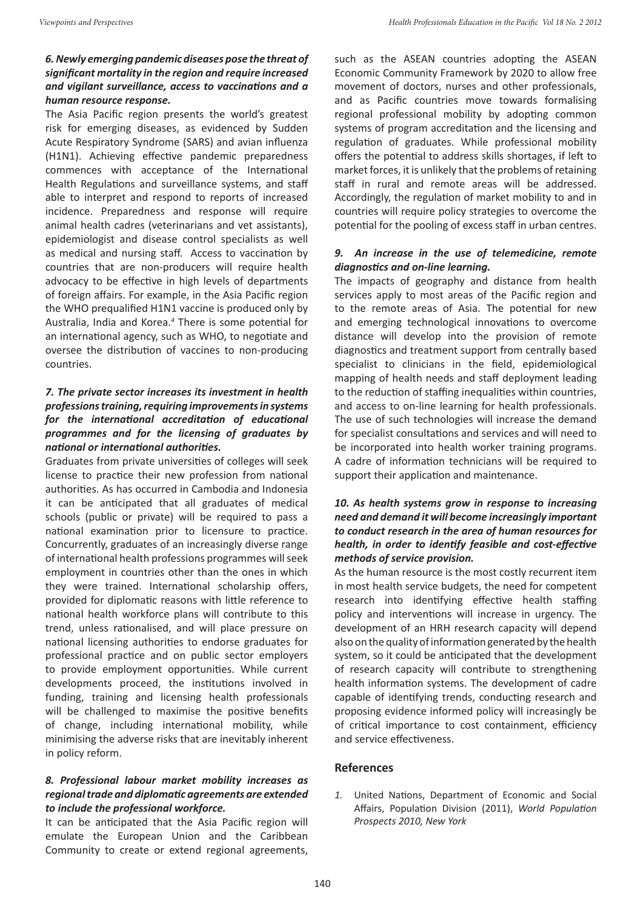***6. Newly emerging pandemic diseases pose the threat of significant mortality in the region and require increased and vigilant surveillance, access to vaccinations and a human resource response.***

The Asia Pacific region presents the world's greatest risk for emerging diseases, as evidenced by Sudden Acute Respiratory Syndrome (SARS) and avian influenza (H1N1). Achieving effective pandemic preparedness commences with acceptance of the International Health Regulations and surveillance systems, and staff able to interpret and respond to reports of increased incidence. Preparedness and response will require animal health cadres (veterinarians and vet assistants), epidemiologist and disease control specialists as well as medical and nursing staff. Access to vaccination by countries that are non-producers will require health advocacy to be effective in high levels of departments of foreign affairs. For example, in the Asia Pacific region the WHO prequalified H1N1 vaccine is produced only by Australia, India and Korea.[4] There is some potential for an international agency, such as WHO, to negotiate and oversee the distribution of vaccines to non-producing countries.

***7. The private sector increases its investment in health professions training, requiring improvements in systems for the international accreditation of educational programmes and for the licensing of graduates by national or international authorities.***

Graduates from private universities of colleges will seek license to practice their new profession from national authorities. As has occurred in Cambodia and Indonesia it can be anticipated that all graduates of medical schools (public or private) will be required to pass a national examination prior to licensure to practice. Concurrently, graduates of an increasingly diverse range of international health professions programmes will seek employment in countries other than the ones in which they were trained. International scholarship offers, provided for diplomatic reasons with little reference to national health workforce plans will contribute to this trend, unless rationalised, and will place pressure on national licensing authorities to endorse graduates for professional practice and on public sector employers to provide employment opportunities. While current developments proceed, the institutions involved in funding, training and licensing health professionals will be challenged to maximise the positive benefits of change, including international mobility, while minimising the adverse risks that are inevitably inherent in policy reform.

***8. Professional labour market mobility increases as regional trade and diplomatic agreements are extended to include the professional workforce.***

It can be anticipated that the Asia Pacific region will emulate the European Union and the Caribbean Community to create or extend regional agreements, such as the ASEAN countries adopting the ASEAN Economic Community Framework by 2020 to allow free movement of doctors, nurses and other professionals, and as Pacific countries move towards formalising regional professional mobility by adopting common systems of program accreditation and the licensing and regulation of graduates. While professional mobility offers the potential to address skills shortages, if left to market forces, it is unlikely that the problems of retaining staff in rural and remote areas will be addressed. Accordingly, the regulation of market mobility to and in countries will require policy strategies to overcome the potential for the pooling of excess staff in urban centres.

***9. An increase in the use of telemedicine, remote diagnostics and on-line learning.***

The impacts of geography and distance from health services apply to most areas of the Pacific region and to the remote areas of Asia. The potential for new and emerging technological innovations to overcome distance will develop into the provision of remote diagnostics and treatment support from centrally based specialist to clinicians in the field, epidemiological mapping of health needs and staff deployment leading to the reduction of staffing inequalities within countries, and access to on-line learning for health professionals. The use of such technologies will increase the demand for specialist consultations and services and will need to be incorporated into health worker training programs. A cadre of information technicians will be required to support their application and maintenance.

***10. As health systems grow in response to increasing need and demand it will become increasingly important to conduct research in the area of human resources for health, in order to identify feasible and cost-effective methods of service provision.***

As the human resource is the most costly recurrent item in most health service budgets, the need for competent research into identifying effective health staffing policy and interventions will increase in urgency. The development of an HRH research capacity will depend also on the quality of information generated by the health system, so it could be anticipated that the development of research capacity will contribute to strengthening health information systems. The development of cadre capable of identifying trends, conducting research and proposing evidence informed policy will increasingly be of critical importance to cost containment, efficiency and service effectiveness.

## References

1. United Nations, Department of Economic and Social Affairs, Population Division (2011), *World Population Prospects 2010, New York*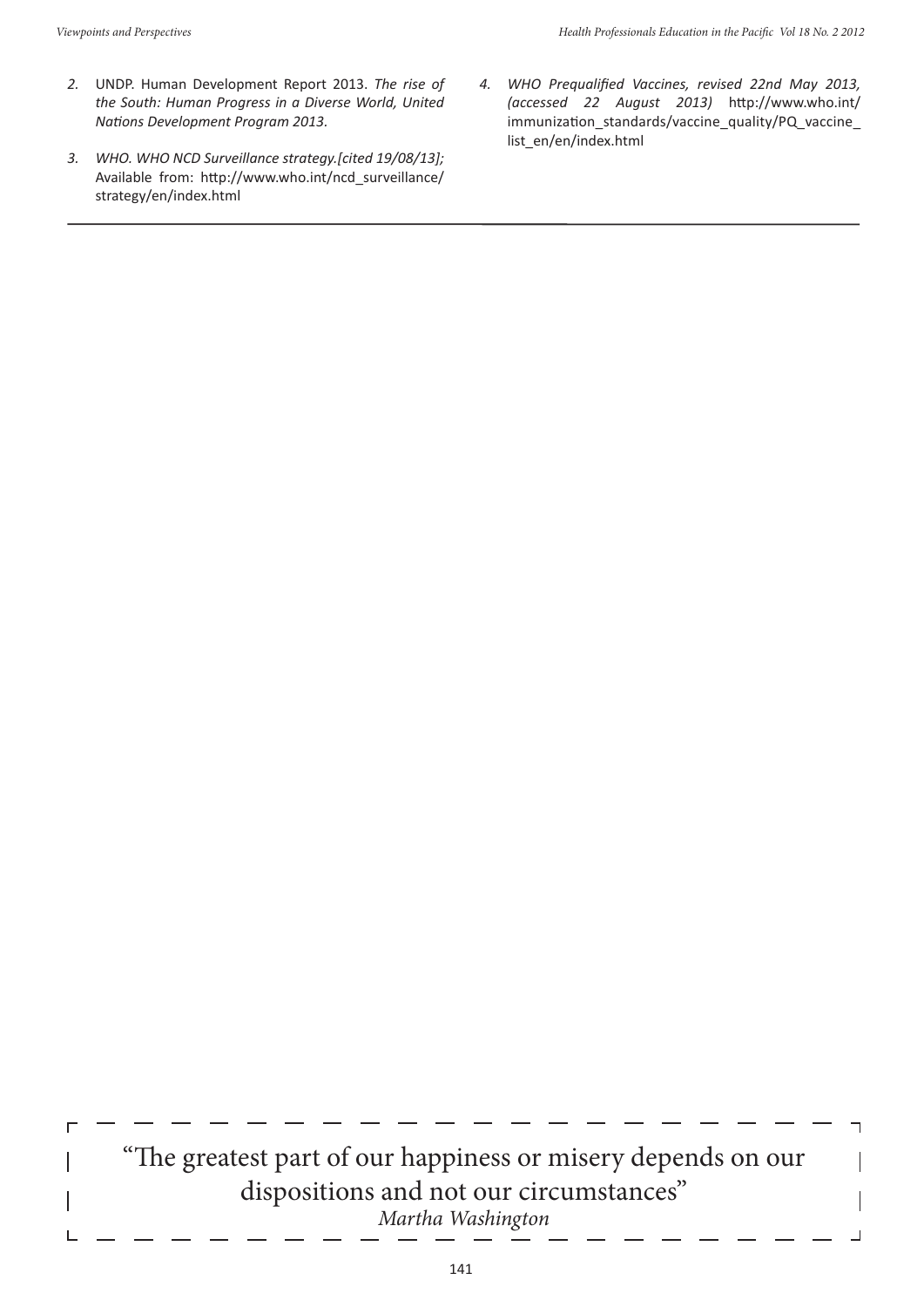2. UNDP. Human Development Report 2013. *The rise of the South: Human Progress in a Diverse World, United Nations Development Program 2013.*

3. *WHO. WHO NCD Surveillance strategy.[cited 19/08/13];* Available from: http://www.who.int/ncd_surveillance/strategy/en/index.html

4. *WHO Prequalified Vaccines, revised 22nd May 2013, (accessed 22 August 2013)* http://www.who.int/immunization_standards/vaccine_quality/PQ_vaccine_list_en/en/index.html

---

"The greatest part of our happiness or misery depends on our dispositions and not our circumstances"

*Martha Washington*